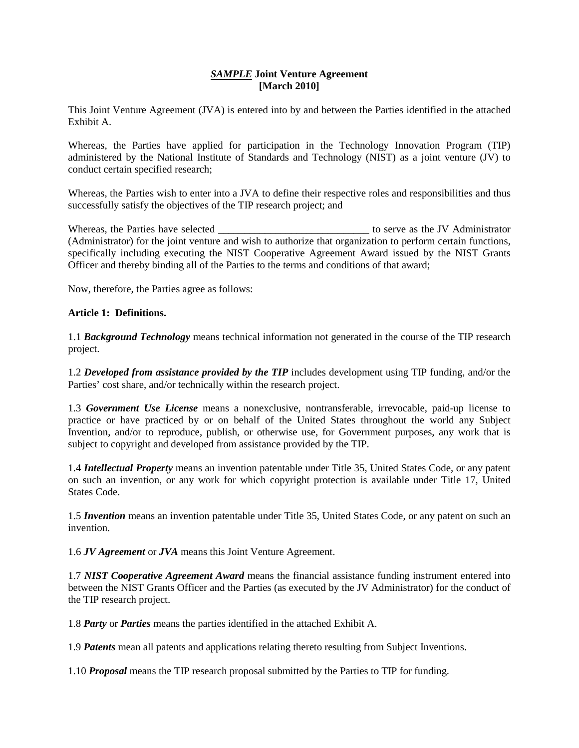# ***SAMPLE*** Joint Venture Agreement
**[March 2010]**

This Joint Venture Agreement (JVA) is entered into by and between the Parties identified in the attached Exhibit A.

Whereas, the Parties have applied for participation in the Technology Innovation Program (TIP) administered by the National Institute of Standards and Technology (NIST) as a joint venture (JV) to conduct certain specified research;

Whereas, the Parties wish to enter into a JVA to define their respective roles and responsibilities and thus successfully satisfy the objectives of the TIP research project; and

Whereas, the Parties have selected _____________________________ to serve as the JV Administrator (Administrator) for the joint venture and wish to authorize that organization to perform certain functions, specifically including executing the NIST Cooperative Agreement Award issued by the NIST Grants Officer and thereby binding all of the Parties to the terms and conditions of that award;

Now, therefore, the Parties agree as follows:

**Article 1: Definitions.**

1.1 ***Background Technology*** means technical information not generated in the course of the TIP research project.

1.2 ***Developed from assistance provided by the TIP*** includes development using TIP funding, and/or the Parties' cost share, and/or technically within the research project.

1.3 ***Government Use License*** means a nonexclusive, nontransferable, irrevocable, paid-up license to practice or have practiced by or on behalf of the United States throughout the world any Subject Invention, and/or to reproduce, publish, or otherwise use, for Government purposes, any work that is subject to copyright and developed from assistance provided by the TIP.

1.4 ***Intellectual Property*** means an invention patentable under Title 35, United States Code, or any patent on such an invention, or any work for which copyright protection is available under Title 17, United States Code.

1.5 ***Invention*** means an invention patentable under Title 35, United States Code, or any patent on such an invention.

1.6 ***JV Agreement*** or ***JVA*** means this Joint Venture Agreement.

1.7 ***NIST Cooperative Agreement Award*** means the financial assistance funding instrument entered into between the NIST Grants Officer and the Parties (as executed by the JV Administrator) for the conduct of the TIP research project.

1.8 ***Party*** or ***Parties*** means the parties identified in the attached Exhibit A.

1.9 ***Patents*** mean all patents and applications relating thereto resulting from Subject Inventions.

1.10 ***Proposal*** means the TIP research proposal submitted by the Parties to TIP for funding.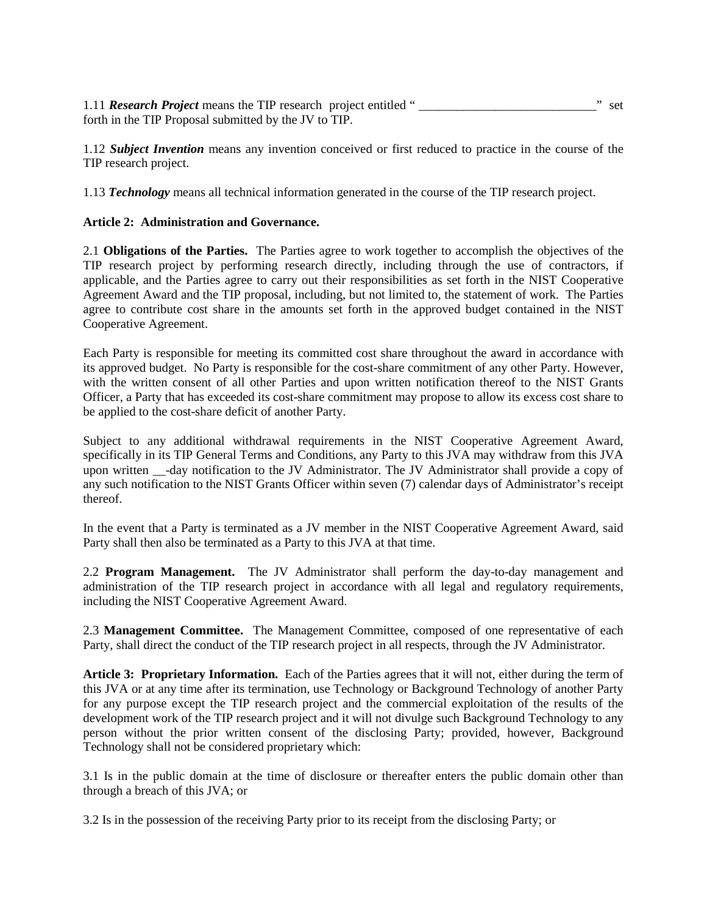1.11 ***Research Project*** means the TIP research project entitled " ____________________________" set forth in the TIP Proposal submitted by the JV to TIP.

1.12 ***Subject Invention*** means any invention conceived or first reduced to practice in the course of the TIP research project.

1.13 ***Technology*** means all technical information generated in the course of the TIP research project.

**Article 2: Administration and Governance.**

2.1 **Obligations of the Parties.** The Parties agree to work together to accomplish the objectives of the TIP research project by performing research directly, including through the use of contractors, if applicable, and the Parties agree to carry out their responsibilities as set forth in the NIST Cooperative Agreement Award and the TIP proposal, including, but not limited to, the statement of work. The Parties agree to contribute cost share in the amounts set forth in the approved budget contained in the NIST Cooperative Agreement.

Each Party is responsible for meeting its committed cost share throughout the award in accordance with its approved budget. No Party is responsible for the cost-share commitment of any other Party. However, with the written consent of all other Parties and upon written notification thereof to the NIST Grants Officer, a Party that has exceeded its cost-share commitment may propose to allow its excess cost share to be applied to the cost-share deficit of another Party.

Subject to any additional withdrawal requirements in the NIST Cooperative Agreement Award, specifically in its TIP General Terms and Conditions, any Party to this JVA may withdraw from this JVA upon written __-day notification to the JV Administrator. The JV Administrator shall provide a copy of any such notification to the NIST Grants Officer within seven (7) calendar days of Administrator's receipt thereof.

In the event that a Party is terminated as a JV member in the NIST Cooperative Agreement Award, said Party shall then also be terminated as a Party to this JVA at that time.

2.2 **Program Management.** The JV Administrator shall perform the day-to-day management and administration of the TIP research project in accordance with all legal and regulatory requirements, including the NIST Cooperative Agreement Award.

2.3 **Management Committee.** The Management Committee, composed of one representative of each Party, shall direct the conduct of the TIP research project in all respects, through the JV Administrator.

**Article 3: Proprietary Information.** Each of the Parties agrees that it will not, either during the term of this JVA or at any time after its termination, use Technology or Background Technology of another Party for any purpose except the TIP research project and the commercial exploitation of the results of the development work of the TIP research project and it will not divulge such Background Technology to any person without the prior written consent of the disclosing Party; provided, however, Background Technology shall not be considered proprietary which:

3.1 Is in the public domain at the time of disclosure or thereafter enters the public domain other than through a breach of this JVA; or

3.2 Is in the possession of the receiving Party prior to its receipt from the disclosing Party; or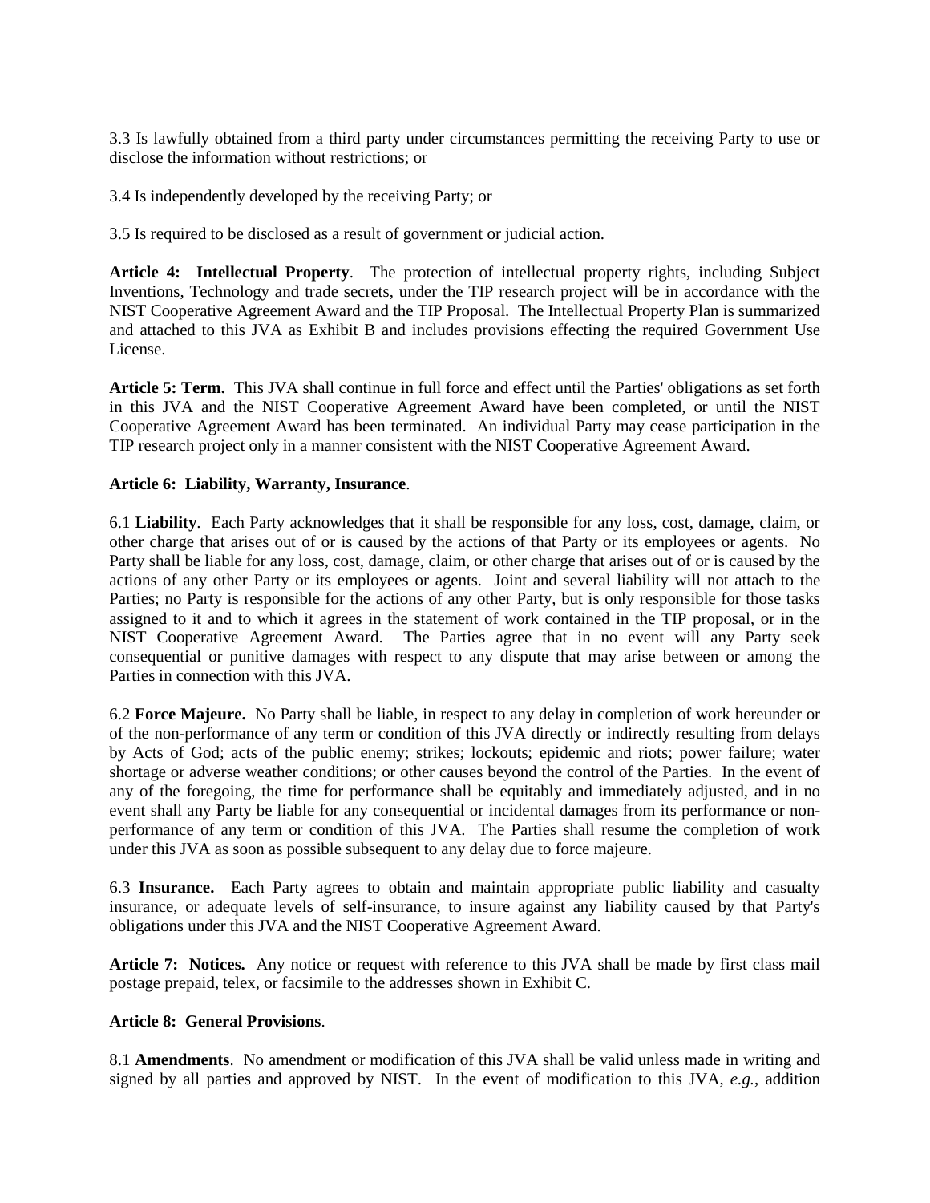3.3 Is lawfully obtained from a third party under circumstances permitting the receiving Party to use or disclose the information without restrictions; or

3.4 Is independently developed by the receiving Party; or

3.5 Is required to be disclosed as a result of government or judicial action.

**Article 4: Intellectual Property**. The protection of intellectual property rights, including Subject Inventions, Technology and trade secrets, under the TIP research project will be in accordance with the NIST Cooperative Agreement Award and the TIP Proposal. The Intellectual Property Plan is summarized and attached to this JVA as Exhibit B and includes provisions effecting the required Government Use License.

**Article 5: Term.** This JVA shall continue in full force and effect until the Parties' obligations as set forth in this JVA and the NIST Cooperative Agreement Award have been completed, or until the NIST Cooperative Agreement Award has been terminated. An individual Party may cease participation in the TIP research project only in a manner consistent with the NIST Cooperative Agreement Award.

**Article 6: Liability, Warranty, Insurance**.

6.1 **Liability**. Each Party acknowledges that it shall be responsible for any loss, cost, damage, claim, or other charge that arises out of or is caused by the actions of that Party or its employees or agents. No Party shall be liable for any loss, cost, damage, claim, or other charge that arises out of or is caused by the actions of any other Party or its employees or agents. Joint and several liability will not attach to the Parties; no Party is responsible for the actions of any other Party, but is only responsible for those tasks assigned to it and to which it agrees in the statement of work contained in the TIP proposal, or in the NIST Cooperative Agreement Award. The Parties agree that in no event will any Party seek consequential or punitive damages with respect to any dispute that may arise between or among the Parties in connection with this JVA.

6.2 **Force Majeure.** No Party shall be liable, in respect to any delay in completion of work hereunder or of the non-performance of any term or condition of this JVA directly or indirectly resulting from delays by Acts of God; acts of the public enemy; strikes; lockouts; epidemic and riots; power failure; water shortage or adverse weather conditions; or other causes beyond the control of the Parties. In the event of any of the foregoing, the time for performance shall be equitably and immediately adjusted, and in no event shall any Party be liable for any consequential or incidental damages from its performance or non-performance of any term or condition of this JVA. The Parties shall resume the completion of work under this JVA as soon as possible subsequent to any delay due to force majeure.

6.3 **Insurance.** Each Party agrees to obtain and maintain appropriate public liability and casualty insurance, or adequate levels of self-insurance, to insure against any liability caused by that Party's obligations under this JVA and the NIST Cooperative Agreement Award.

**Article 7: Notices.** Any notice or request with reference to this JVA shall be made by first class mail postage prepaid, telex, or facsimile to the addresses shown in Exhibit C.

**Article 8: General Provisions**.

8.1 **Amendments**. No amendment or modification of this JVA shall be valid unless made in writing and signed by all parties and approved by NIST. In the event of modification to this JVA, *e.g.*, addition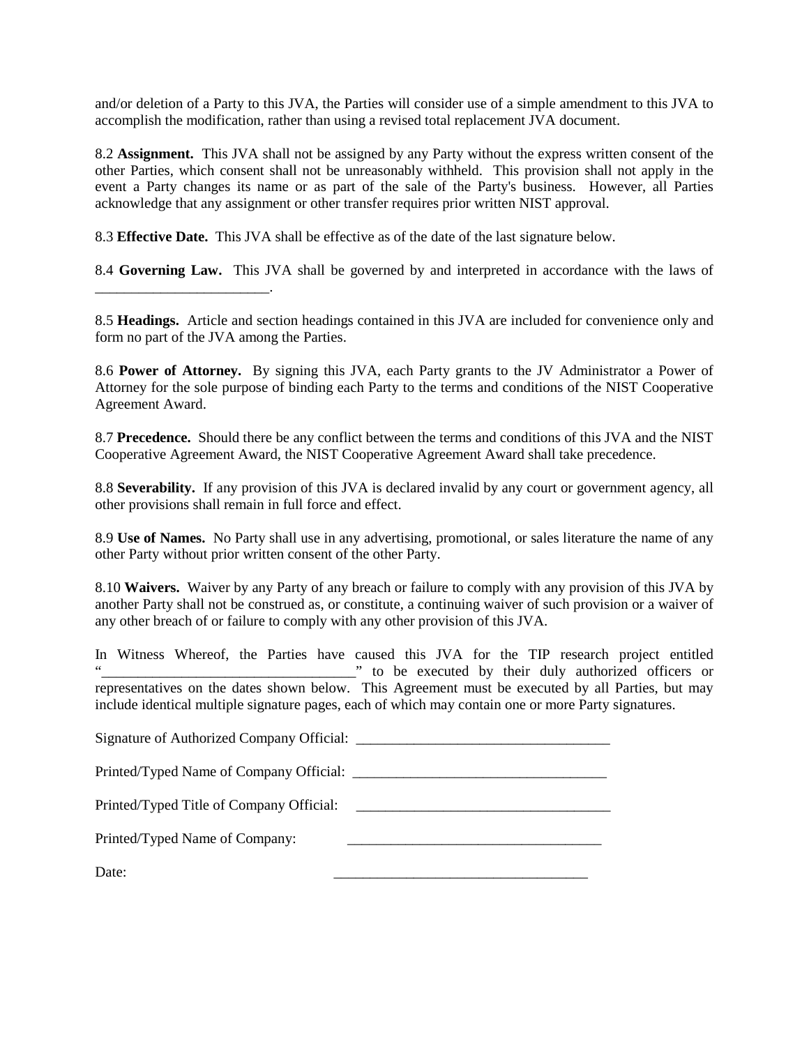and/or deletion of a Party to this JVA, the Parties will consider use of a simple amendment to this JVA to accomplish the modification, rather than using a revised total replacement JVA document.

8.2 **Assignment.** This JVA shall not be assigned by any Party without the express written consent of the other Parties, which consent shall not be unreasonably withheld. This provision shall not apply in the event a Party changes its name or as part of the sale of the Party's business. However, all Parties acknowledge that any assignment or other transfer requires prior written NIST approval.

8.3 **Effective Date.** This JVA shall be effective as of the date of the last signature below.

8.4 **Governing Law.** This JVA shall be governed by and interpreted in accordance with the laws of ________________________.

8.5 **Headings.** Article and section headings contained in this JVA are included for convenience only and form no part of the JVA among the Parties.

8.6 **Power of Attorney.** By signing this JVA, each Party grants to the JV Administrator a Power of Attorney for the sole purpose of binding each Party to the terms and conditions of the NIST Cooperative Agreement Award.

8.7 **Precedence.** Should there be any conflict between the terms and conditions of this JVA and the NIST Cooperative Agreement Award, the NIST Cooperative Agreement Award shall take precedence.

8.8 **Severability.** If any provision of this JVA is declared invalid by any court or government agency, all other provisions shall remain in full force and effect.

8.9 **Use of Names.** No Party shall use in any advertising, promotional, or sales literature the name of any other Party without prior written consent of the other Party.

8.10 **Waivers.** Waiver by any Party of any breach or failure to comply with any provision of this JVA by another Party shall not be construed as, or constitute, a continuing waiver of such provision or a waiver of any other breach of or failure to comply with any other provision of this JVA.

In Witness Whereof, the Parties have caused this JVA for the TIP research project entitled "___________________________________" to be executed by their duly authorized officers or representatives on the dates shown below. This Agreement must be executed by all Parties, but may include identical multiple signature pages, each of which may contain one or more Party signatures.

Signature of Authorized Company Official: ___________________________________

Printed/Typed Name of Company Official: ___________________________________

Printed/Typed Title of Company Official: ___________________________________

Printed/Typed Name of Company: ___________________________________

Date: ___________________________________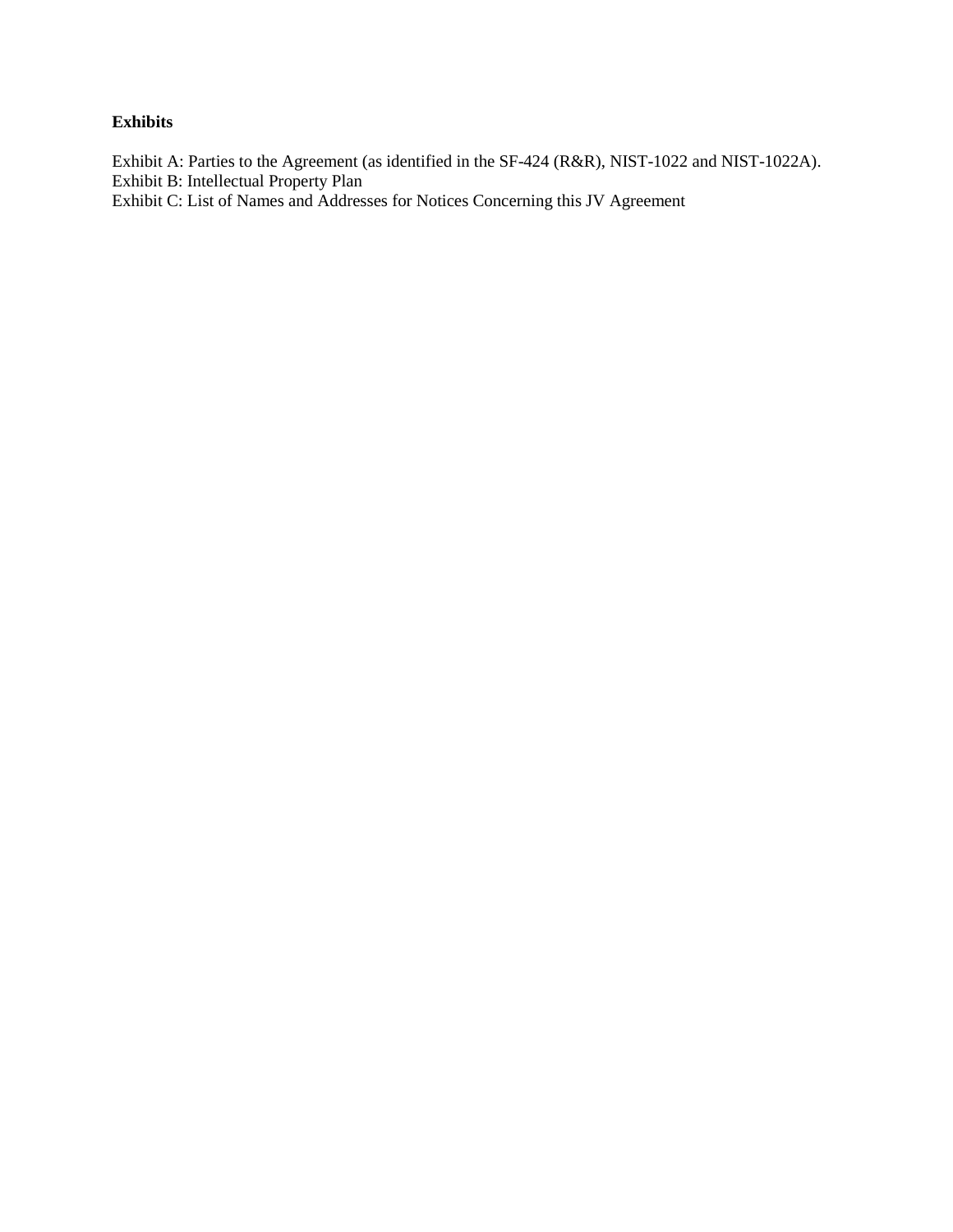**Exhibits**

Exhibit A: Parties to the Agreement (as identified in the SF-424 (R&R), NIST-1022 and NIST-1022A).
Exhibit B: Intellectual Property Plan
Exhibit C: List of Names and Addresses for Notices Concerning this JV Agreement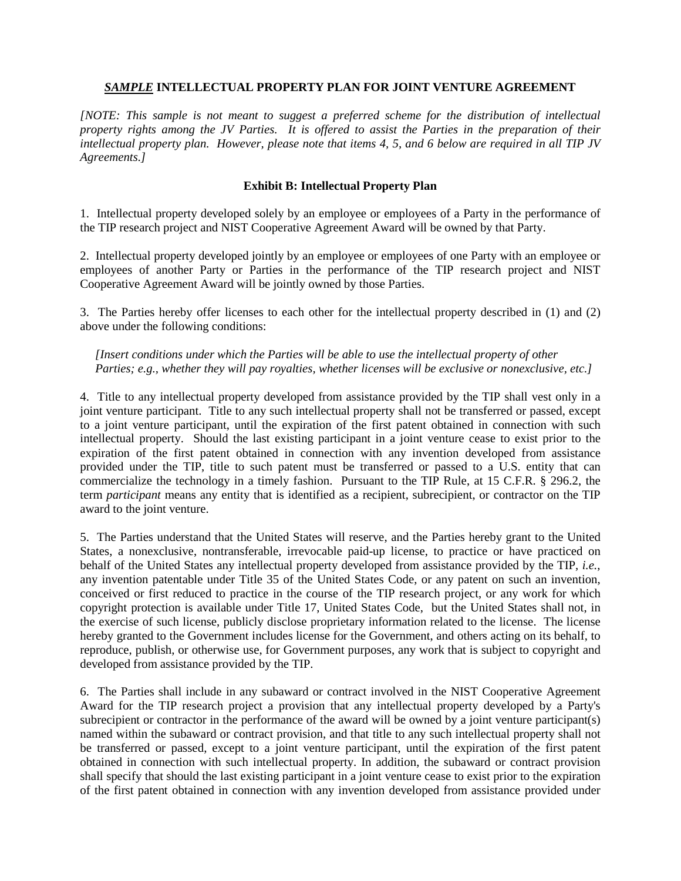### ***SAMPLE*** **INTELLECTUAL PROPERTY PLAN FOR JOINT VENTURE AGREEMENT**

*[NOTE: This sample is not meant to suggest a preferred scheme for the distribution of intellectual property rights among the JV Parties. It is offered to assist the Parties in the preparation of their intellectual property plan. However, please note that items 4, 5, and 6 below are required in all TIP JV Agreements.]*

**Exhibit B: Intellectual Property Plan**

1. Intellectual property developed solely by an employee or employees of a Party in the performance of the TIP research project and NIST Cooperative Agreement Award will be owned by that Party.

2. Intellectual property developed jointly by an employee or employees of one Party with an employee or employees of another Party or Parties in the performance of the TIP research project and NIST Cooperative Agreement Award will be jointly owned by those Parties.

3. The Parties hereby offer licenses to each other for the intellectual property described in (1) and (2) above under the following conditions:

*[Insert conditions under which the Parties will be able to use the intellectual property of other Parties; e.g., whether they will pay royalties, whether licenses will be exclusive or nonexclusive, etc.]*

4. Title to any intellectual property developed from assistance provided by the TIP shall vest only in a joint venture participant. Title to any such intellectual property shall not be transferred or passed, except to a joint venture participant, until the expiration of the first patent obtained in connection with such intellectual property. Should the last existing participant in a joint venture cease to exist prior to the expiration of the first patent obtained in connection with any invention developed from assistance provided under the TIP, title to such patent must be transferred or passed to a U.S. entity that can commercialize the technology in a timely fashion. Pursuant to the TIP Rule, at 15 C.F.R. § 296.2, the term *participant* means any entity that is identified as a recipient, subrecipient, or contractor on the TIP award to the joint venture.

5. The Parties understand that the United States will reserve, and the Parties hereby grant to the United States, a nonexclusive, nontransferable, irrevocable paid-up license, to practice or have practiced on behalf of the United States any intellectual property developed from assistance provided by the TIP, *i.e.*, any invention patentable under Title 35 of the United States Code, or any patent on such an invention, conceived or first reduced to practice in the course of the TIP research project, or any work for which copyright protection is available under Title 17, United States Code, but the United States shall not, in the exercise of such license, publicly disclose proprietary information related to the license. The license hereby granted to the Government includes license for the Government, and others acting on its behalf, to reproduce, publish, or otherwise use, for Government purposes, any work that is subject to copyright and developed from assistance provided by the TIP.

6. The Parties shall include in any subaward or contract involved in the NIST Cooperative Agreement Award for the TIP research project a provision that any intellectual property developed by a Party's subrecipient or contractor in the performance of the award will be owned by a joint venture participant(s) named within the subaward or contract provision, and that title to any such intellectual property shall not be transferred or passed, except to a joint venture participant, until the expiration of the first patent obtained in connection with such intellectual property. In addition, the subaward or contract provision shall specify that should the last existing participant in a joint venture cease to exist prior to the expiration of the first patent obtained in connection with any invention developed from assistance provided under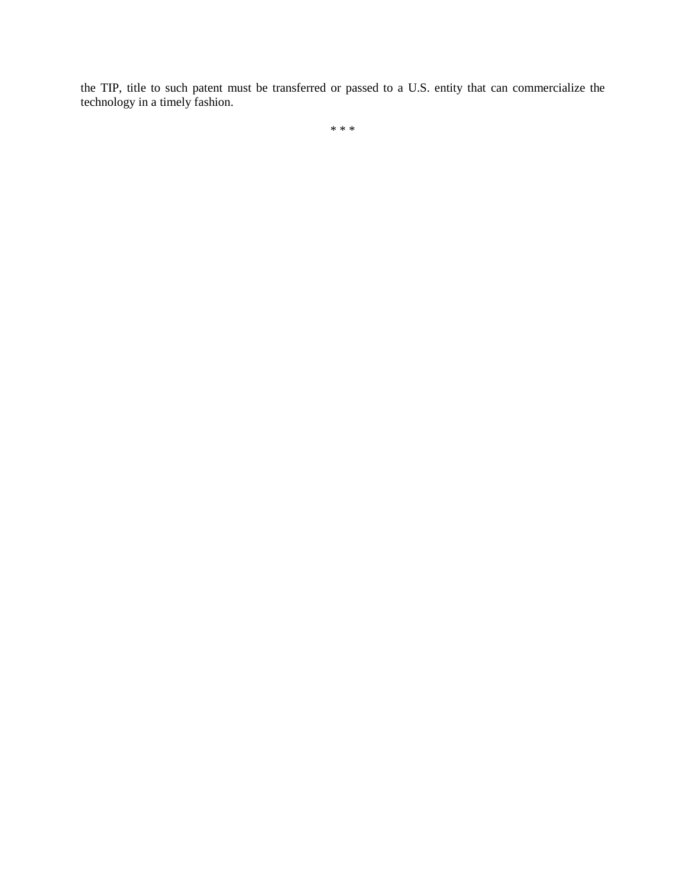the TIP, title to such patent must be transferred or passed to a U.S. entity that can commercialize the technology in a timely fashion.

* * *